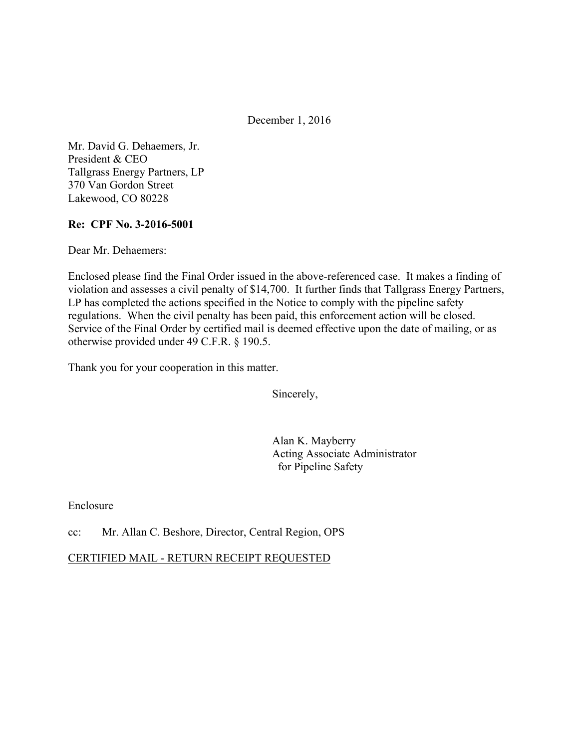December 1, 2016

Mr. David G. Dehaemers, Jr.
President & CEO
Tallgrass Energy Partners, LP
370 Van Gordon Street
Lakewood, CO 80228

**Re: CPF No. 3-2016-5001**

Dear Mr. Dehaemers:

Enclosed please find the Final Order issued in the above-referenced case. It makes a finding of violation and assesses a civil penalty of $14,700. It further finds that Tallgrass Energy Partners, LP has completed the actions specified in the Notice to comply with the pipeline safety regulations. When the civil penalty has been paid, this enforcement action will be closed. Service of the Final Order by certified mail is deemed effective upon the date of mailing, or as otherwise provided under 49 C.F.R. § 190.5.

Thank you for your cooperation in this matter.

Sincerely,

Alan K. Mayberry
Acting Associate Administrator
for Pipeline Safety

Enclosure

cc: Mr. Allan C. Beshore, Director, Central Region, OPS

CERTIFIED MAIL - RETURN RECEIPT REQUESTED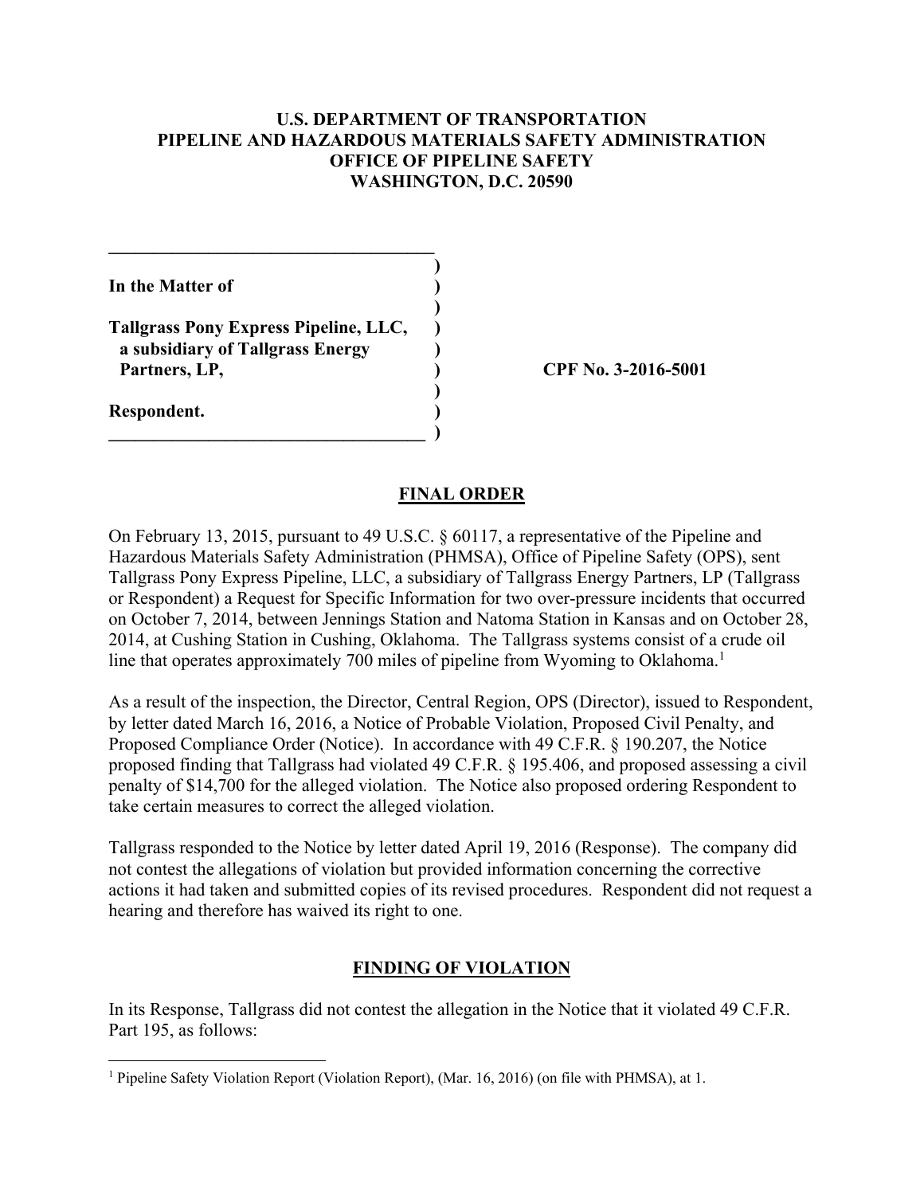**U.S. DEPARTMENT OF TRANSPORTATION**
**PIPELINE AND HAZARDOUS MATERIALS SAFETY ADMINISTRATION**
**OFFICE OF PIPELINE SAFETY**
**WASHINGTON, D.C. 20590**

| | | |
|---|---|---|
| **In the Matter of** | ) | |
| **Tallgrass Pony Express Pipeline, LLC, a subsidiary of Tallgrass Energy Partners, LP,** | ) | **CPF No. 3-2016-5001** |
| **Respondent.** | ) | |

## FINAL ORDER

On February 13, 2015, pursuant to 49 U.S.C. § 60117, a representative of the Pipeline and Hazardous Materials Safety Administration (PHMSA), Office of Pipeline Safety (OPS), sent Tallgrass Pony Express Pipeline, LLC, a subsidiary of Tallgrass Energy Partners, LP (Tallgrass or Respondent) a Request for Specific Information for two over-pressure incidents that occurred on October 7, 2014, between Jennings Station and Natoma Station in Kansas and on October 28, 2014, at Cushing Station in Cushing, Oklahoma. The Tallgrass systems consist of a crude oil line that operates approximately 700 miles of pipeline from Wyoming to Oklahoma.[1]

As a result of the inspection, the Director, Central Region, OPS (Director), issued to Respondent, by letter dated March 16, 2016, a Notice of Probable Violation, Proposed Civil Penalty, and Proposed Compliance Order (Notice). In accordance with 49 C.F.R. § 190.207, the Notice proposed finding that Tallgrass had violated 49 C.F.R. § 195.406, and proposed assessing a civil penalty of $14,700 for the alleged violation. The Notice also proposed ordering Respondent to take certain measures to correct the alleged violation.

Tallgrass responded to the Notice by letter dated April 19, 2016 (Response). The company did not contest the allegations of violation but provided information concerning the corrective actions it had taken and submitted copies of its revised procedures. Respondent did not request a hearing and therefore has waived its right to one.

## FINDING OF VIOLATION

In its Response, Tallgrass did not contest the allegation in the Notice that it violated 49 C.F.R. Part 195, as follows:

[1] Pipeline Safety Violation Report (Violation Report), (Mar. 16, 2016) (on file with PHMSA), at 1.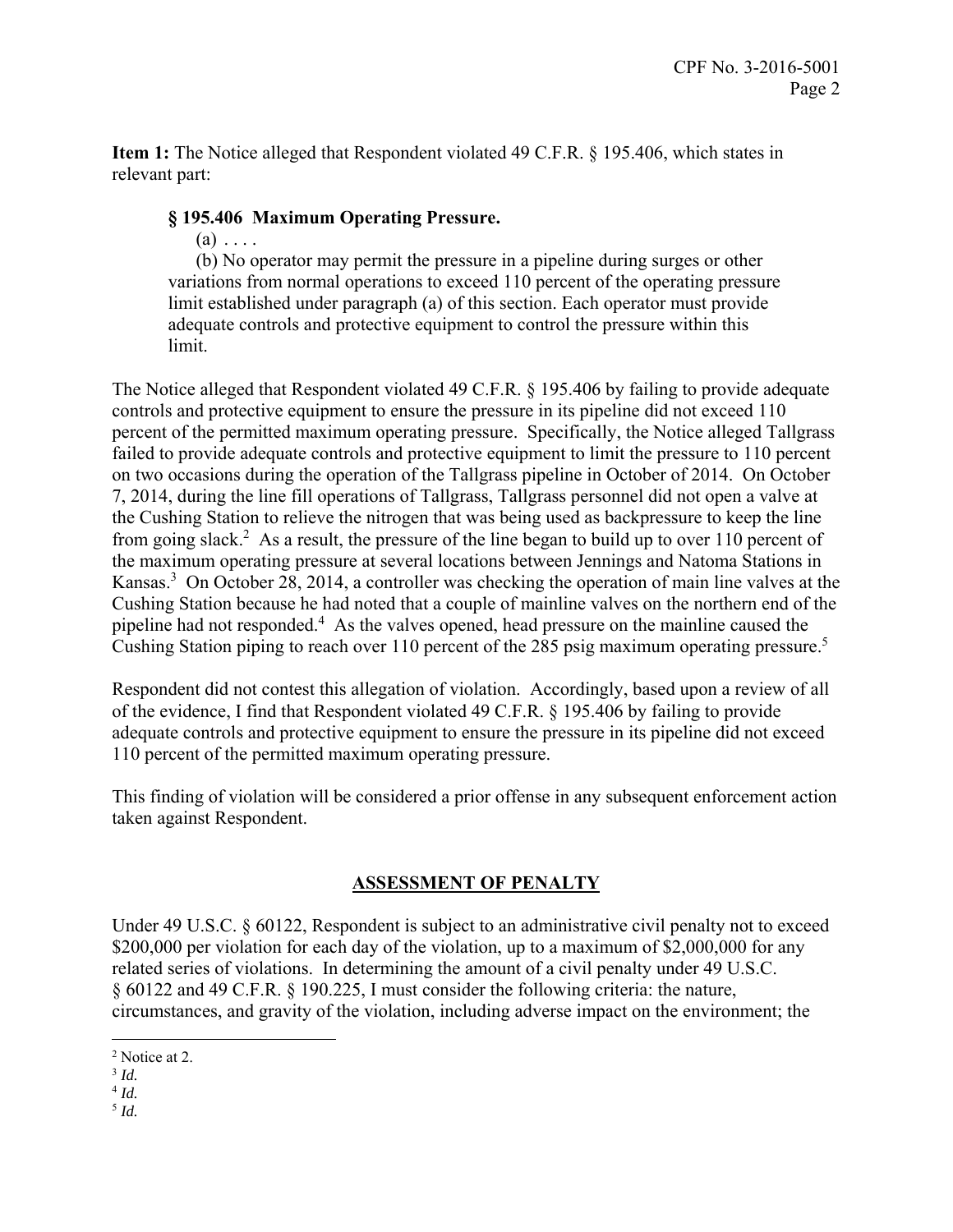**Item 1:** The Notice alleged that Respondent violated 49 C.F.R. § 195.406, which states in relevant part:

> **§ 195.406 Maximum Operating Pressure.**
>
> (a) . . . .
>
> (b) No operator may permit the pressure in a pipeline during surges or other variations from normal operations to exceed 110 percent of the operating pressure limit established under paragraph (a) of this section. Each operator must provide adequate controls and protective equipment to control the pressure within this limit.

The Notice alleged that Respondent violated 49 C.F.R. § 195.406 by failing to provide adequate controls and protective equipment to ensure the pressure in its pipeline did not exceed 110 percent of the permitted maximum operating pressure. Specifically, the Notice alleged Tallgrass failed to provide adequate controls and protective equipment to limit the pressure to 110 percent on two occasions during the operation of the Tallgrass pipeline in October of 2014. On October 7, 2014, during the line fill operations of Tallgrass, Tallgrass personnel did not open a valve at the Cushing Station to relieve the nitrogen that was being used as backpressure to keep the line from going slack.[2] As a result, the pressure of the line began to build up to over 110 percent of the maximum operating pressure at several locations between Jennings and Natoma Stations in Kansas.[3] On October 28, 2014, a controller was checking the operation of main line valves at the Cushing Station because he had noted that a couple of mainline valves on the northern end of the pipeline had not responded.[4] As the valves opened, head pressure on the mainline caused the Cushing Station piping to reach over 110 percent of the 285 psig maximum operating pressure.[5]

Respondent did not contest this allegation of violation. Accordingly, based upon a review of all of the evidence, I find that Respondent violated 49 C.F.R. § 195.406 by failing to provide adequate controls and protective equipment to ensure the pressure in its pipeline did not exceed 110 percent of the permitted maximum operating pressure.

This finding of violation will be considered a prior offense in any subsequent enforcement action taken against Respondent.

## ASSESSMENT OF PENALTY

Under 49 U.S.C. § 60122, Respondent is subject to an administrative civil penalty not to exceed \$200,000 per violation for each day of the violation, up to a maximum of \$2,000,000 for any related series of violations. In determining the amount of a civil penalty under 49 U.S.C. § 60122 and 49 C.F.R. § 190.225, I must consider the following criteria: the nature, circumstances, and gravity of the violation, including adverse impact on the environment; the

---

[2] Notice at 2.

[3] *Id.*

[4] *Id.*

[5] *Id.*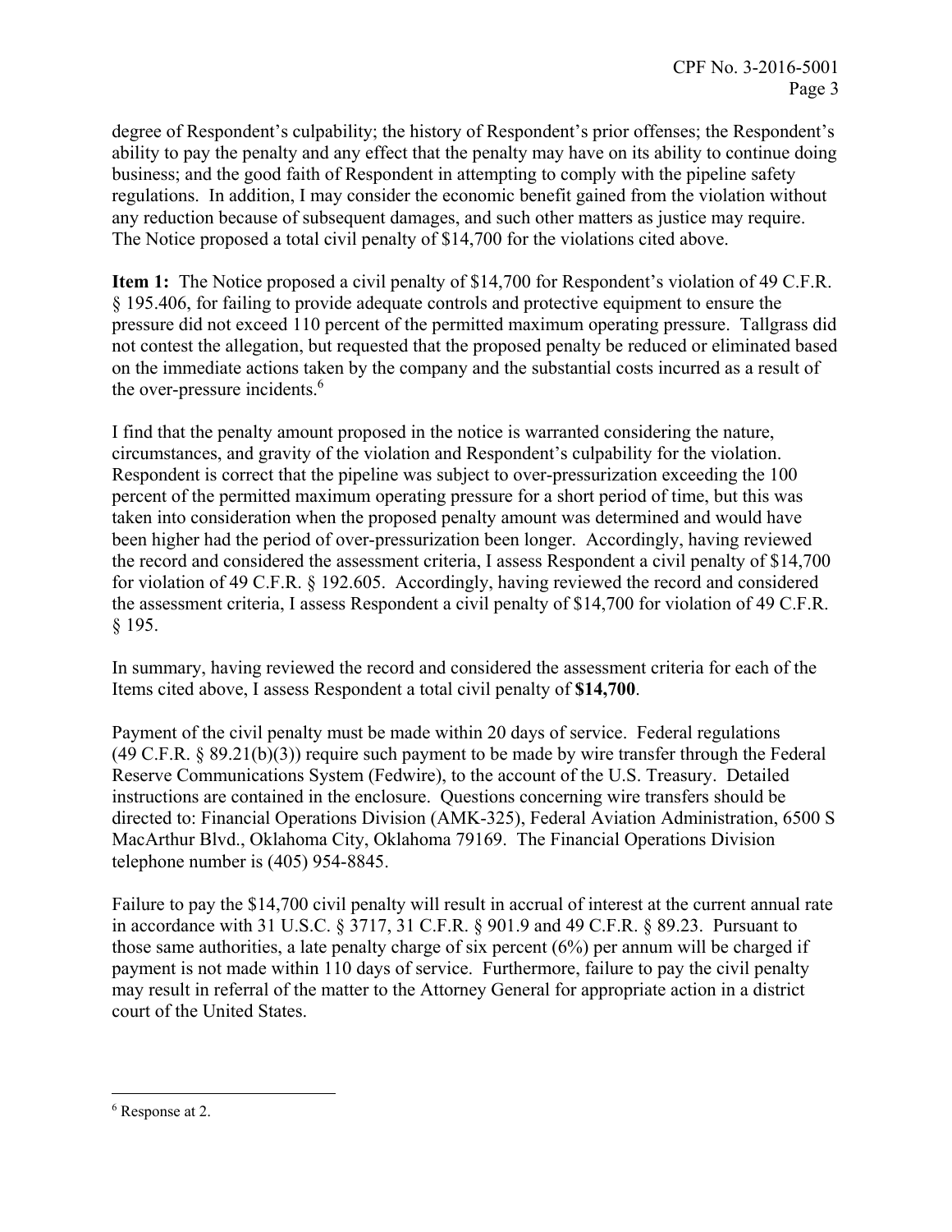degree of Respondent's culpability; the history of Respondent's prior offenses; the Respondent's ability to pay the penalty and any effect that the penalty may have on its ability to continue doing business; and the good faith of Respondent in attempting to comply with the pipeline safety regulations. In addition, I may consider the economic benefit gained from the violation without any reduction because of subsequent damages, and such other matters as justice may require. The Notice proposed a total civil penalty of $14,700 for the violations cited above.

**Item 1:** The Notice proposed a civil penalty of $14,700 for Respondent's violation of 49 C.F.R. § 195.406, for failing to provide adequate controls and protective equipment to ensure the pressure did not exceed 110 percent of the permitted maximum operating pressure. Tallgrass did not contest the allegation, but requested that the proposed penalty be reduced or eliminated based on the immediate actions taken by the company and the substantial costs incurred as a result of the over-pressure incidents.[6]

I find that the penalty amount proposed in the notice is warranted considering the nature, circumstances, and gravity of the violation and Respondent's culpability for the violation. Respondent is correct that the pipeline was subject to over-pressurization exceeding the 100 percent of the permitted maximum operating pressure for a short period of time, but this was taken into consideration when the proposed penalty amount was determined and would have been higher had the period of over-pressurization been longer. Accordingly, having reviewed the record and considered the assessment criteria, I assess Respondent a civil penalty of $14,700 for violation of 49 C.F.R. § 192.605. Accordingly, having reviewed the record and considered the assessment criteria, I assess Respondent a civil penalty of $14,700 for violation of 49 C.F.R. § 195.

In summary, having reviewed the record and considered the assessment criteria for each of the Items cited above, I assess Respondent a total civil penalty of **$14,700**.

Payment of the civil penalty must be made within 20 days of service. Federal regulations (49 C.F.R. § 89.21(b)(3)) require such payment to be made by wire transfer through the Federal Reserve Communications System (Fedwire), to the account of the U.S. Treasury. Detailed instructions are contained in the enclosure. Questions concerning wire transfers should be directed to: Financial Operations Division (AMK-325), Federal Aviation Administration, 6500 S MacArthur Blvd., Oklahoma City, Oklahoma 79169. The Financial Operations Division telephone number is (405) 954-8845.

Failure to pay the $14,700 civil penalty will result in accrual of interest at the current annual rate in accordance with 31 U.S.C. § 3717, 31 C.F.R. § 901.9 and 49 C.F.R. § 89.23. Pursuant to those same authorities, a late penalty charge of six percent (6%) per annum will be charged if payment is not made within 110 days of service. Furthermore, failure to pay the civil penalty may result in referral of the matter to the Attorney General for appropriate action in a district court of the United States.

[6] Response at 2.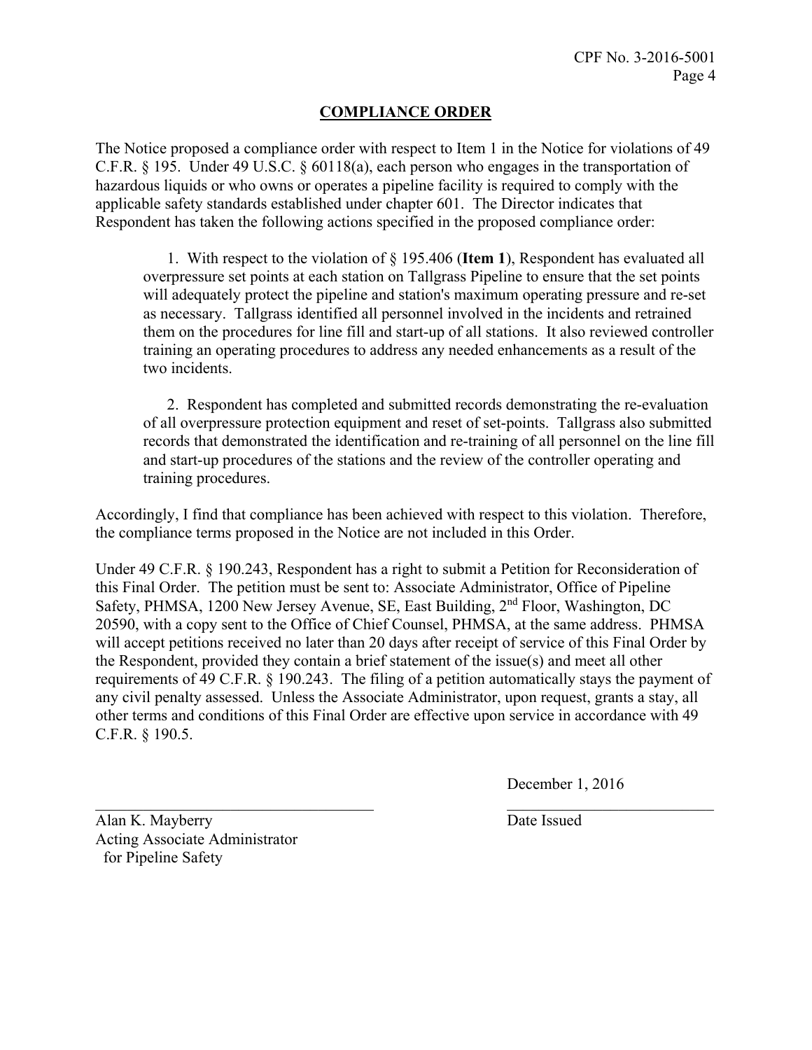## COMPLIANCE ORDER

The Notice proposed a compliance order with respect to Item 1 in the Notice for violations of 49 C.F.R. § 195. Under 49 U.S.C. § 60118(a), each person who engages in the transportation of hazardous liquids or who owns or operates a pipeline facility is required to comply with the applicable safety standards established under chapter 601. The Director indicates that Respondent has taken the following actions specified in the proposed compliance order:

1. With respect to the violation of § 195.406 (**Item 1**), Respondent has evaluated all overpressure set points at each station on Tallgrass Pipeline to ensure that the set points will adequately protect the pipeline and station's maximum operating pressure and re-set as necessary. Tallgrass identified all personnel involved in the incidents and retrained them on the procedures for line fill and start-up of all stations. It also reviewed controller training an operating procedures to address any needed enhancements as a result of the two incidents.

2. Respondent has completed and submitted records demonstrating the re-evaluation of all overpressure protection equipment and reset of set-points. Tallgrass also submitted records that demonstrated the identification and re-training of all personnel on the line fill and start-up procedures of the stations and the review of the controller operating and training procedures.

Accordingly, I find that compliance has been achieved with respect to this violation. Therefore, the compliance terms proposed in the Notice are not included in this Order.

Under 49 C.F.R. § 190.243, Respondent has a right to submit a Petition for Reconsideration of this Final Order. The petition must be sent to: Associate Administrator, Office of Pipeline Safety, PHMSA, 1200 New Jersey Avenue, SE, East Building, 2nd Floor, Washington, DC 20590, with a copy sent to the Office of Chief Counsel, PHMSA, at the same address. PHMSA will accept petitions received no later than 20 days after receipt of service of this Final Order by the Respondent, provided they contain a brief statement of the issue(s) and meet all other requirements of 49 C.F.R. § 190.243. The filing of a petition automatically stays the payment of any civil penalty assessed. Unless the Associate Administrator, upon request, grants a stay, all other terms and conditions of this Final Order are effective upon service in accordance with 49 C.F.R. § 190.5.

\_\_\_\_\_\_\_\_\_\_\_\_\_\_\_\_\_\_\_\_\_\_\_\_\_\_\_\_\_\_\_\_\_\_
Alan K. Mayberry
Acting Associate Administrator
for Pipeline Safety

December 1, 2016
\_\_\_\_\_\_\_\_\_\_\_\_\_\_\_\_\_\_\_\_\_\_\_\_\_\_
Date Issued